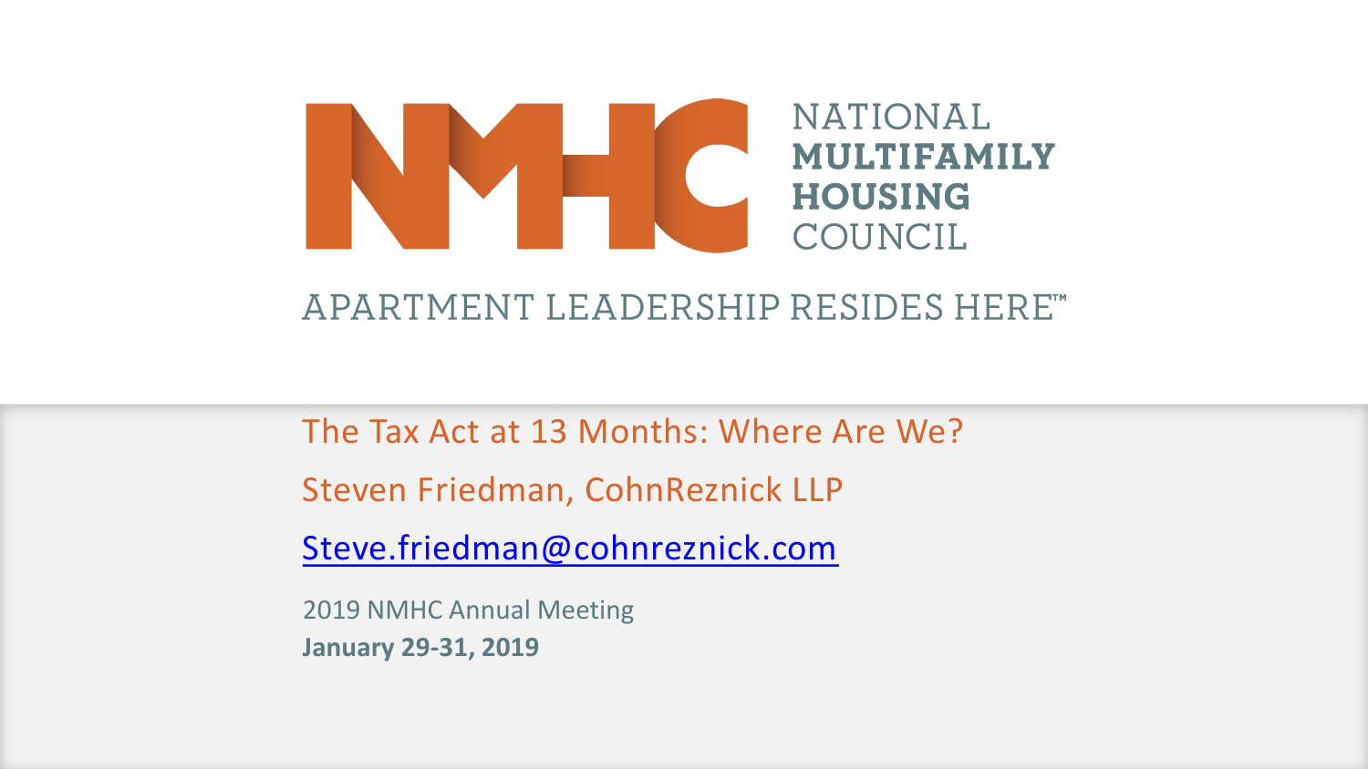NATIONAL **MULTIFAMILY HOUSING** COUNCIL

APARTMENT LEADERSHIP RESIDES HERE™

# The Tax Act at 13 Months: Where Are We?

Steven Friedman, CohnReznick LLP

Steve.friedman@cohnreznick.com

2019 NMHC Annual Meeting

**January 29-31, 2019**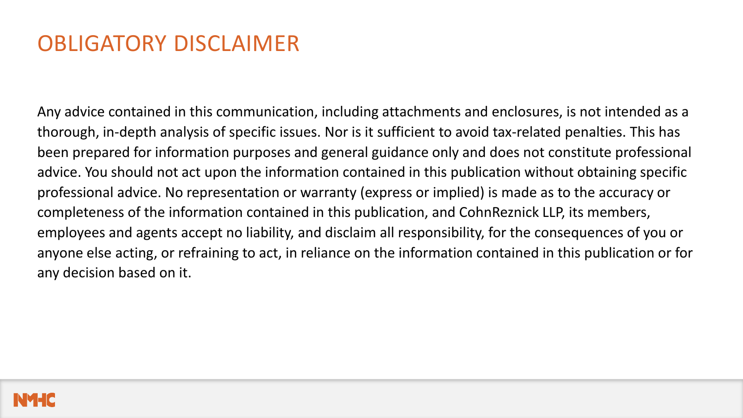# OBLIGATORY DISCLAIMER

Any advice contained in this communication, including attachments and enclosures, is not intended as a thorough, in-depth analysis of specific issues. Nor is it sufficient to avoid tax-related penalties. This has been prepared for information purposes and general guidance only and does not constitute professional advice. You should not act upon the information contained in this publication without obtaining specific professional advice. No representation or warranty (express or implied) is made as to the accuracy or completeness of the information contained in this publication, and CohnReznick LLP, its members, employees and agents accept no liability, and disclaim all responsibility, for the consequences of you or anyone else acting, or refraining to act, in reliance on the information contained in this publication or for any decision based on it.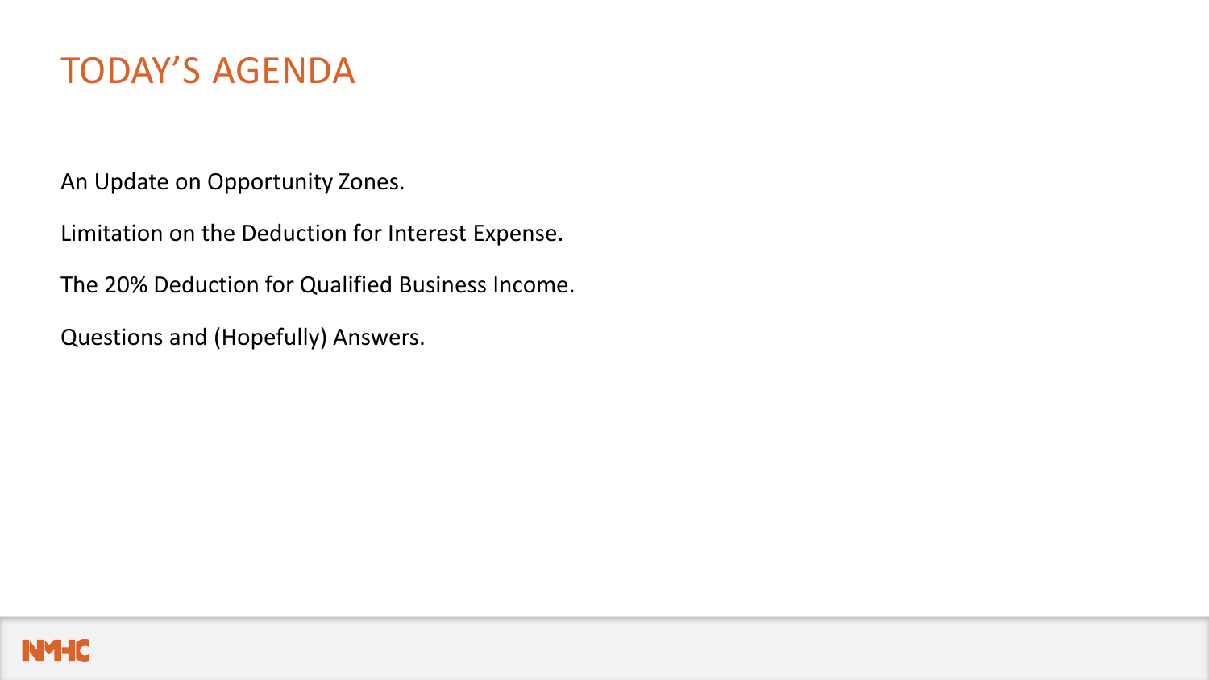# TODAY'S AGENDA

An Update on Opportunity Zones.

Limitation on the Deduction for Interest Expense.

The 20% Deduction for Qualified Business Income.

Questions and (Hopefully) Answers.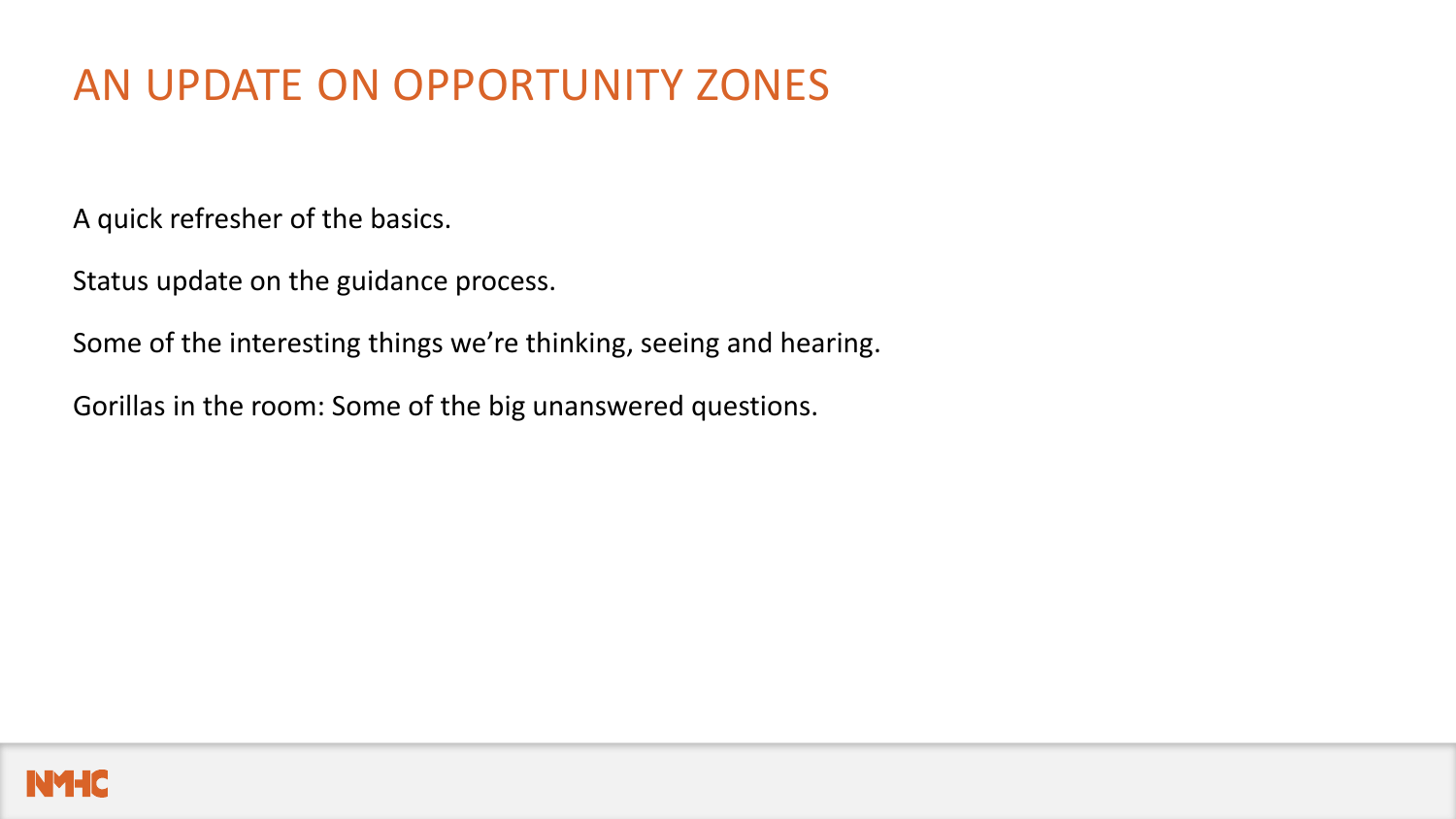# AN UPDATE ON OPPORTUNITY ZONES

A quick refresher of the basics.

Status update on the guidance process.

Some of the interesting things we're thinking, seeing and hearing.

Gorillas in the room: Some of the big unanswered questions.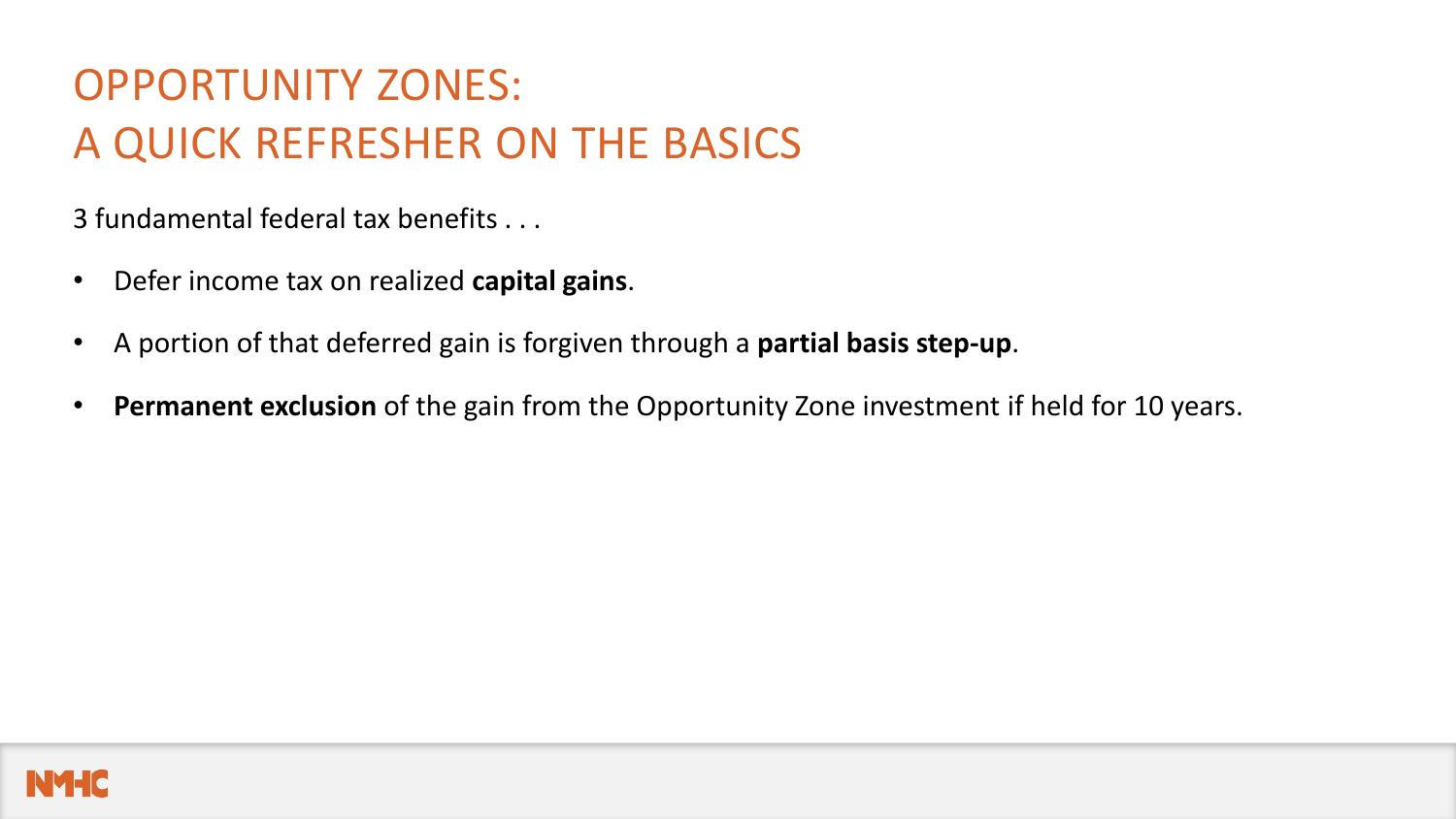# OPPORTUNITY ZONES:
# A QUICK REFRESHER ON THE BASICS

3 fundamental federal tax benefits . . .

- Defer income tax on realized **capital gains**.
- A portion of that deferred gain is forgiven through a **partial basis step-up**.
- **Permanent exclusion** of the gain from the Opportunity Zone investment if held for 10 years.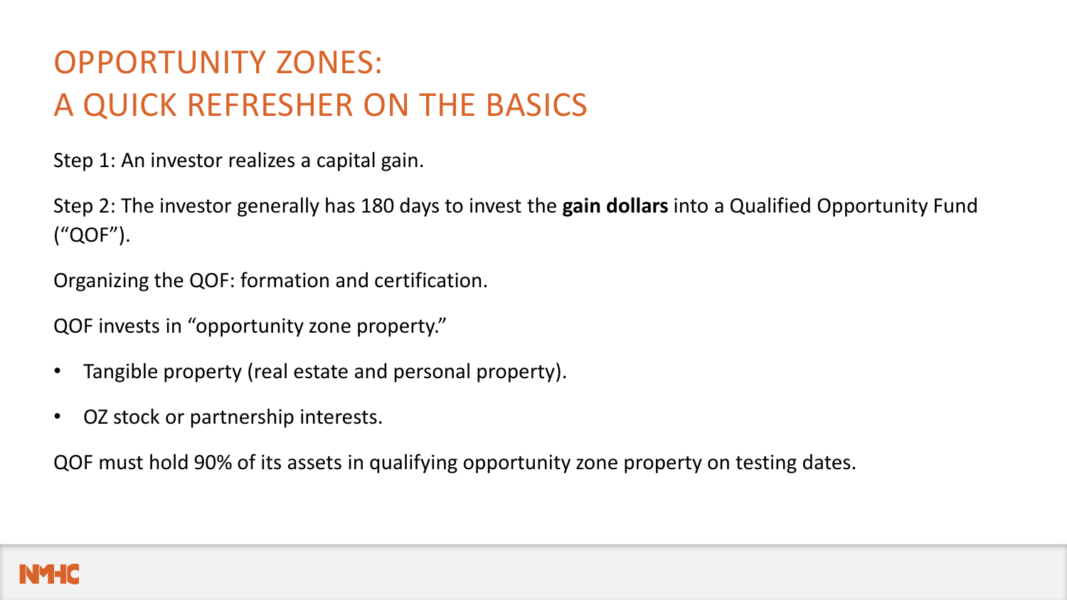# OPPORTUNITY ZONES: A QUICK REFRESHER ON THE BASICS

Step 1: An investor realizes a capital gain.

Step 2: The investor generally has 180 days to invest the **gain dollars** into a Qualified Opportunity Fund ("QOF").

Organizing the QOF: formation and certification.

QOF invests in "opportunity zone property."

- Tangible property (real estate and personal property).
- OZ stock or partnership interests.

QOF must hold 90% of its assets in qualifying opportunity zone property on testing dates.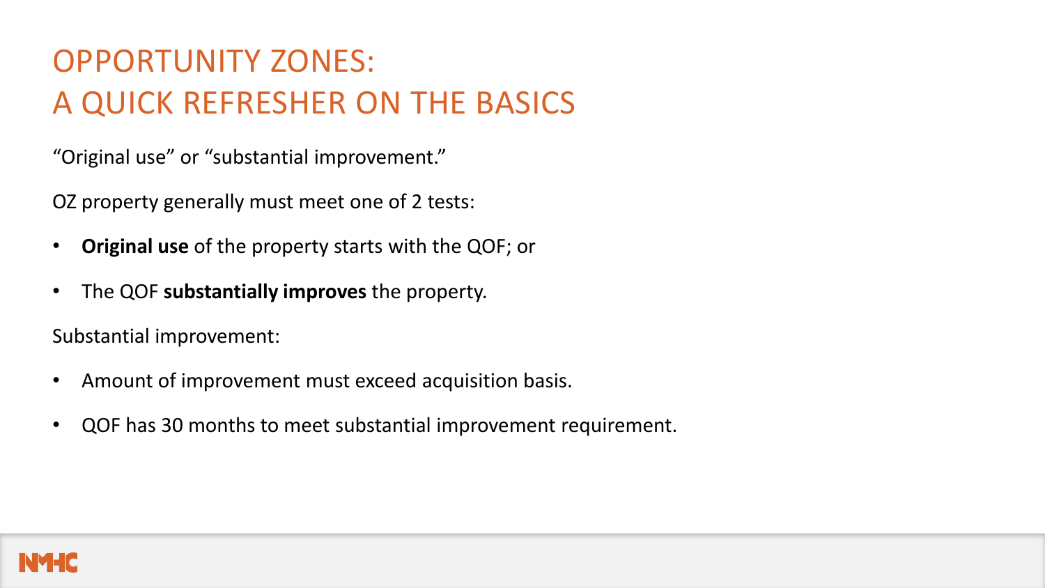# OPPORTUNITY ZONES: A QUICK REFRESHER ON THE BASICS

“Original use” or “substantial improvement.”

OZ property generally must meet one of 2 tests:

- **Original use** of the property starts with the QOF; or
- The QOF **substantially improves** the property.

Substantial improvement:

- Amount of improvement must exceed acquisition basis.
- QOF has 30 months to meet substantial improvement requirement.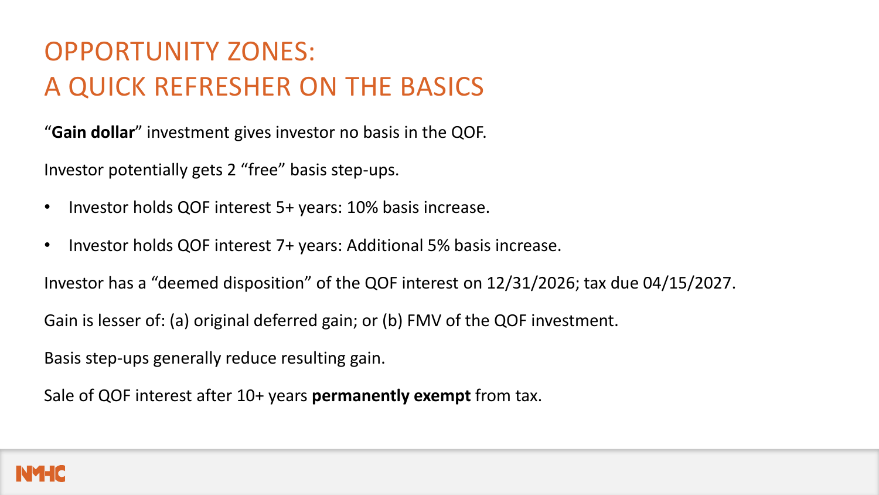# OPPORTUNITY ZONES: A QUICK REFRESHER ON THE BASICS

"**Gain dollar**" investment gives investor no basis in the QOF.

Investor potentially gets 2 "free" basis step-ups.

- Investor holds QOF interest 5+ years: 10% basis increase.
- Investor holds QOF interest 7+ years: Additional 5% basis increase.

Investor has a "deemed disposition" of the QOF interest on 12/31/2026; tax due 04/15/2027.

Gain is lesser of: (a) original deferred gain; or (b) FMV of the QOF investment.

Basis step-ups generally reduce resulting gain.

Sale of QOF interest after 10+ years **permanently exempt** from tax.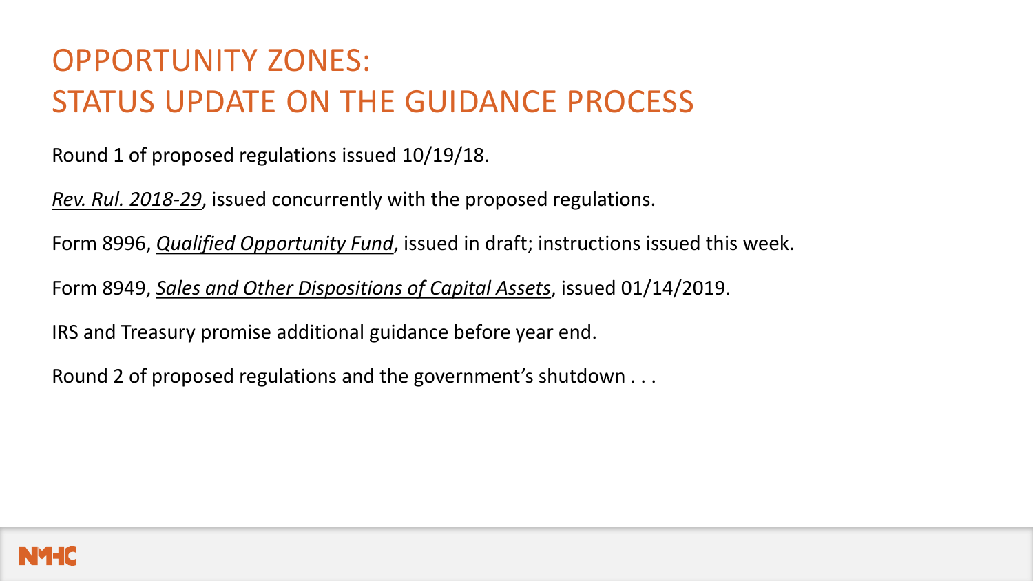# OPPORTUNITY ZONES: STATUS UPDATE ON THE GUIDANCE PROCESS

Round 1 of proposed regulations issued 10/19/18.

*Rev. Rul. 2018-29*, issued concurrently with the proposed regulations.

Form 8996, *Qualified Opportunity Fund*, issued in draft; instructions issued this week.

Form 8949, *Sales and Other Dispositions of Capital Assets*, issued 01/14/2019.

IRS and Treasury promise additional guidance before year end.

Round 2 of proposed regulations and the government's shutdown . . .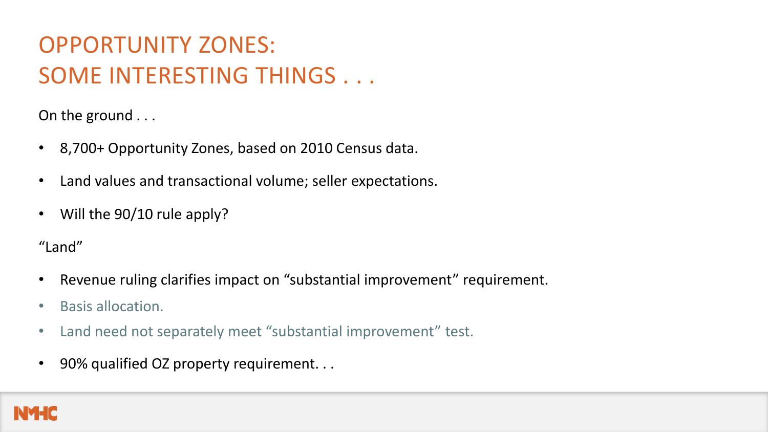# OPPORTUNITY ZONES: SOME INTERESTING THINGS . . .

On the ground . . .

- 8,700+ Opportunity Zones, based on 2010 Census data.
- Land values and transactional volume; seller expectations.
- Will the 90/10 rule apply?

"Land"

- Revenue ruling clarifies impact on "substantial improvement" requirement.
  - Basis allocation.
  - Land need not separately meet "substantial improvement" test.
- 90% qualified OZ property requirement. . .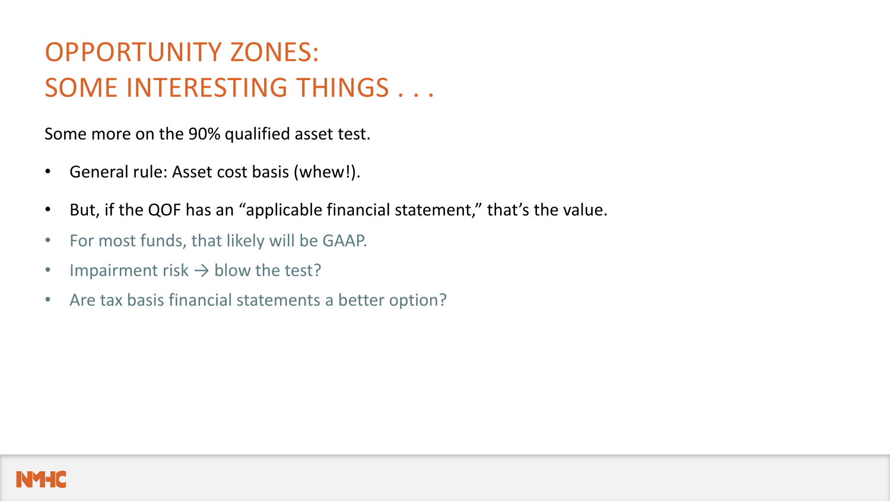# OPPORTUNITY ZONES: SOME INTERESTING THINGS . . .

Some more on the 90% qualified asset test.

- General rule: Asset cost basis (whew!).
- But, if the QOF has an "applicable financial statement," that's the value.
- For most funds, that likely will be GAAP.
- Impairment risk → blow the test?
- Are tax basis financial statements a better option?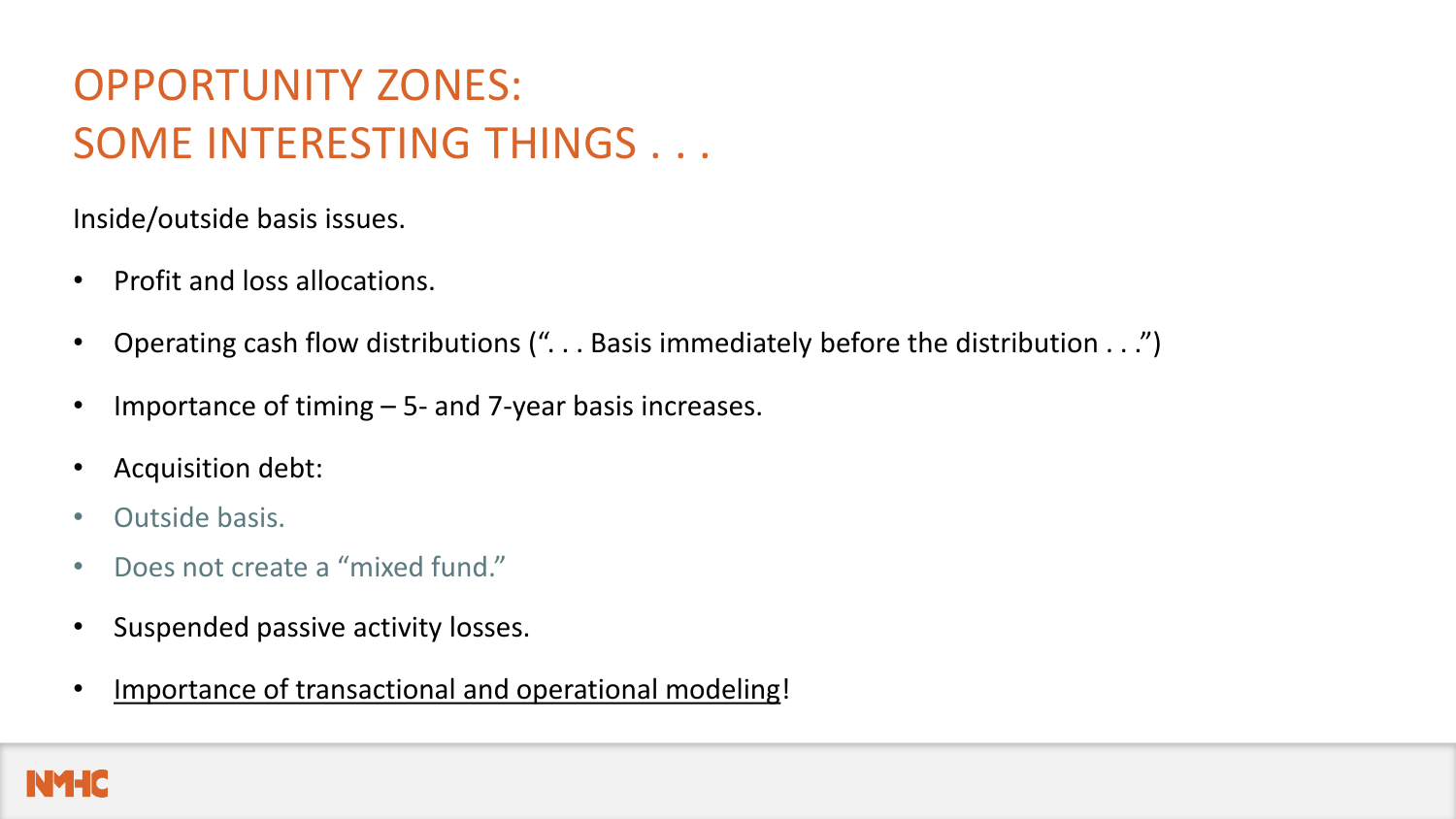# OPPORTUNITY ZONES: SOME INTERESTING THINGS . . .

Inside/outside basis issues.

- Profit and loss allocations.
- Operating cash flow distributions ("... Basis immediately before the distribution . . .")
- Importance of timing – 5- and 7-year basis increases.
- Acquisition debt:
  - Outside basis.
  - Does not create a "mixed fund."
- Suspended passive activity losses.
- Importance of transactional and operational modeling!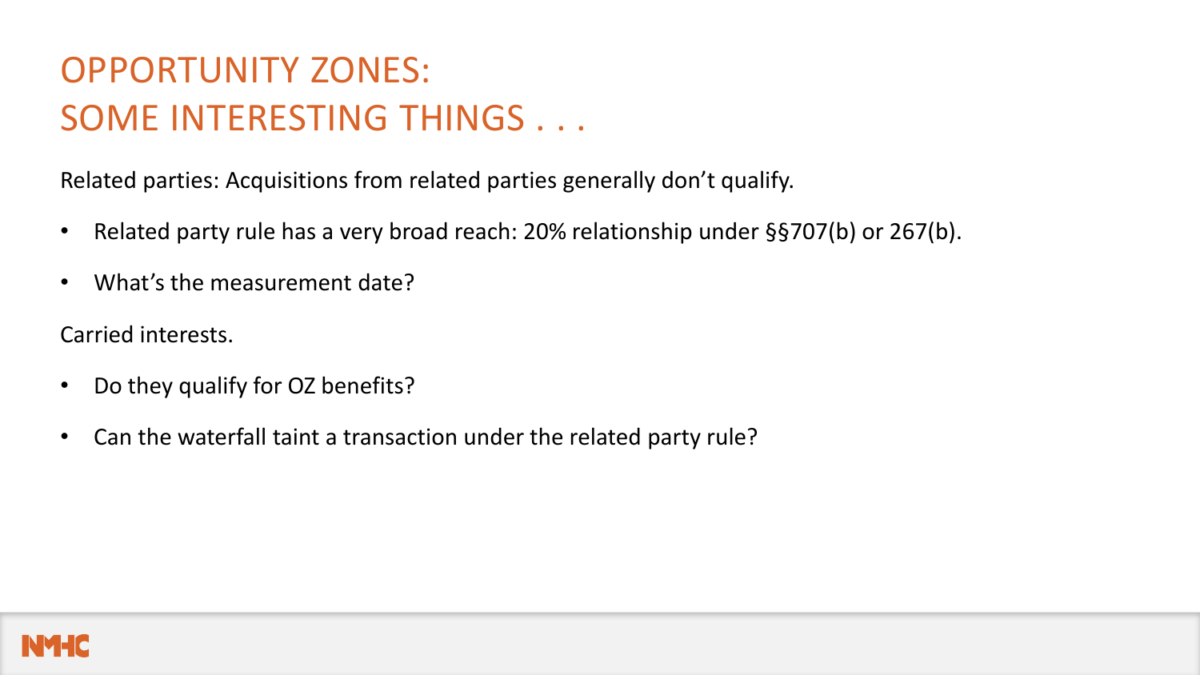# OPPORTUNITY ZONES: SOME INTERESTING THINGS . . .

Related parties: Acquisitions from related parties generally don't qualify.

- Related party rule has a very broad reach: 20% relationship under §§707(b) or 267(b).
- What's the measurement date?

Carried interests.

- Do they qualify for OZ benefits?
- Can the waterfall taint a transaction under the related party rule?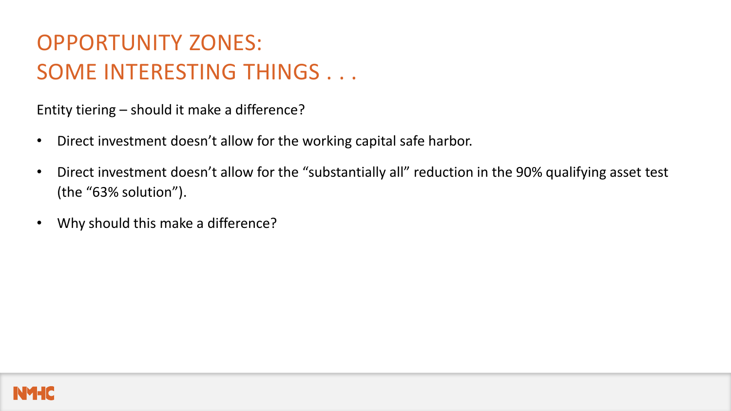# OPPORTUNITY ZONES: SOME INTERESTING THINGS . . .

Entity tiering – should it make a difference?

- Direct investment doesn't allow for the working capital safe harbor.
- Direct investment doesn't allow for the "substantially all" reduction in the 90% qualifying asset test (the "63% solution").
- Why should this make a difference?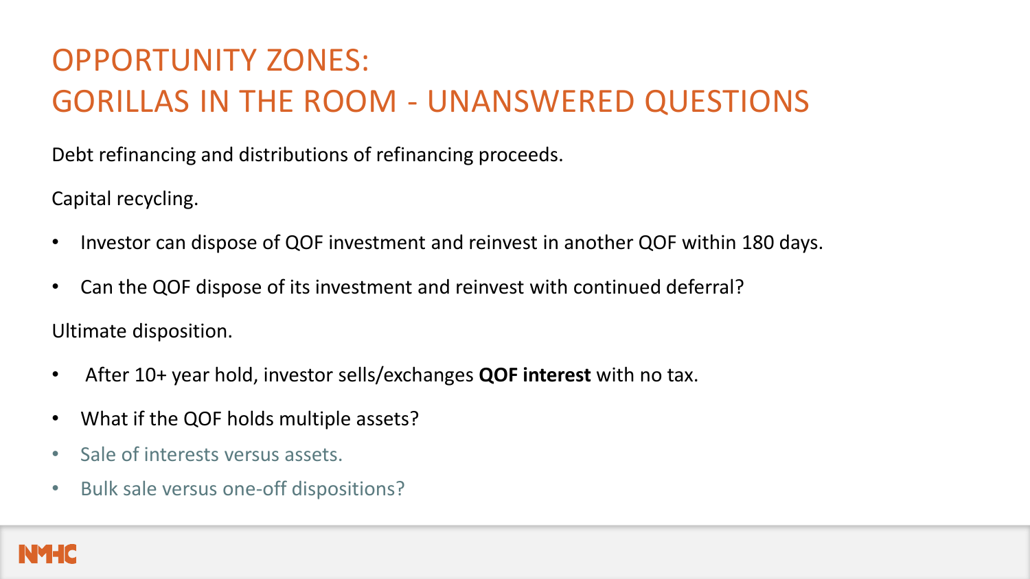# OPPORTUNITY ZONES:
# GORILLAS IN THE ROOM - UNANSWERED QUESTIONS

Debt refinancing and distributions of refinancing proceeds.

Capital recycling.

- Investor can dispose of QOF investment and reinvest in another QOF within 180 days.
- Can the QOF dispose of its investment and reinvest with continued deferral?

Ultimate disposition.

- After 10+ year hold, investor sells/exchanges **QOF interest** with no tax.
- What if the QOF holds multiple assets?
- Sale of interests versus assets.
- Bulk sale versus one-off dispositions?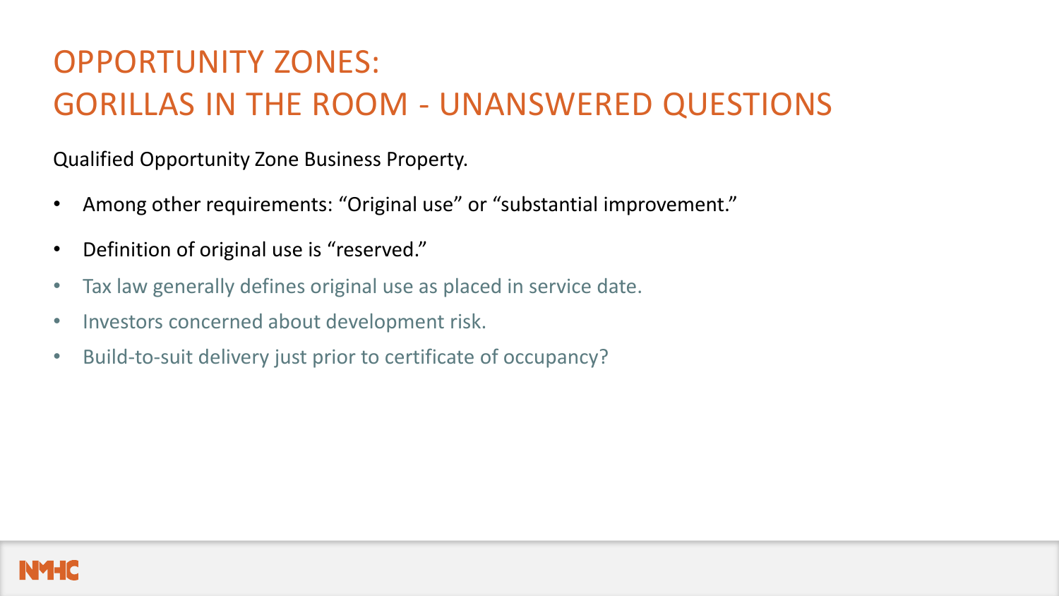# OPPORTUNITY ZONES: GORILLAS IN THE ROOM - UNANSWERED QUESTIONS

Qualified Opportunity Zone Business Property.

- Among other requirements: “Original use” or “substantial improvement.”
- Definition of original use is “reserved.”
- Tax law generally defines original use as placed in service date.
- Investors concerned about development risk.
- Build-to-suit delivery just prior to certificate of occupancy?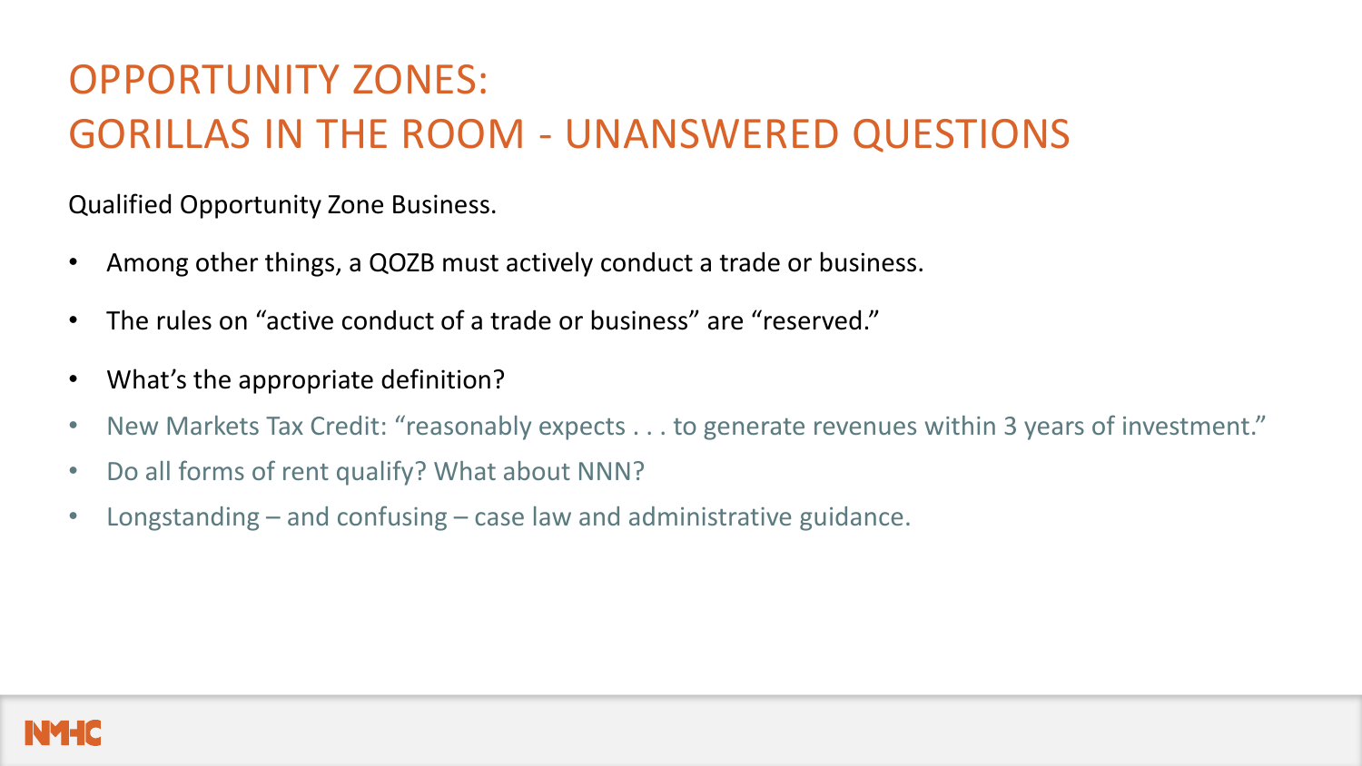# OPPORTUNITY ZONES: GORILLAS IN THE ROOM - UNANSWERED QUESTIONS

Qualified Opportunity Zone Business.

- Among other things, a QOZB must actively conduct a trade or business.
- The rules on "active conduct of a trade or business" are "reserved."
- What's the appropriate definition?
- New Markets Tax Credit: "reasonably expects . . . to generate revenues within 3 years of investment."
- Do all forms of rent qualify? What about NNN?
- Longstanding – and confusing – case law and administrative guidance.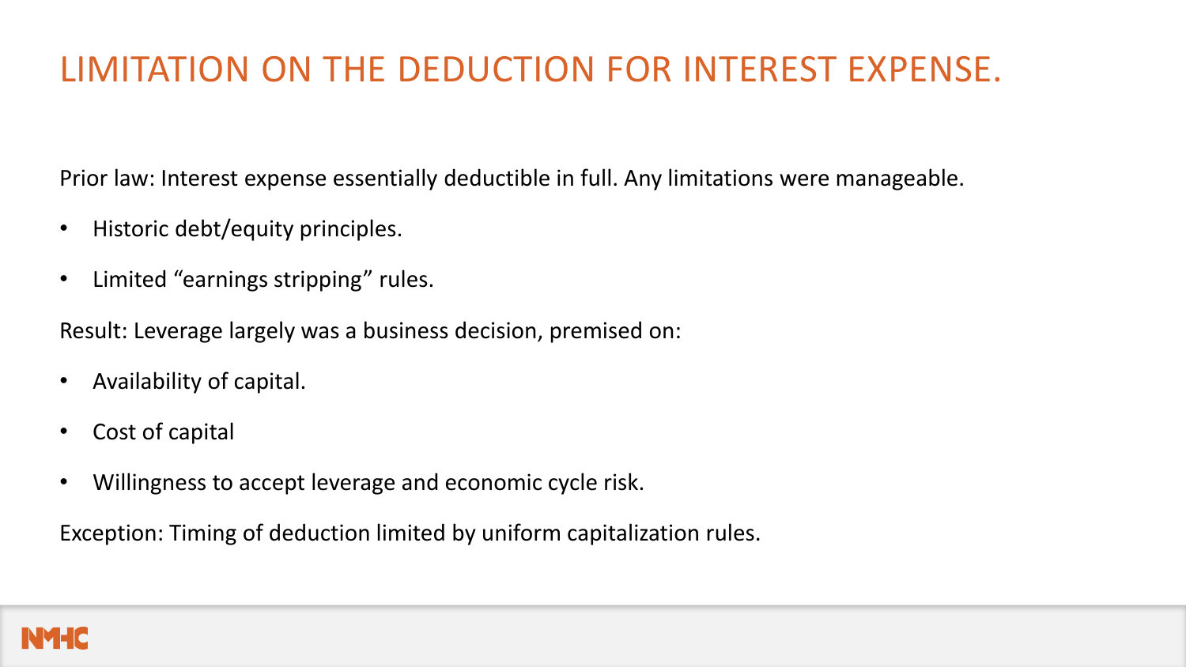# LIMITATION ON THE DEDUCTION FOR INTEREST EXPENSE.

Prior law: Interest expense essentially deductible in full. Any limitations were manageable.

- Historic debt/equity principles.
- Limited “earnings stripping” rules.

Result: Leverage largely was a business decision, premised on:

- Availability of capital.
- Cost of capital
- Willingness to accept leverage and economic cycle risk.

Exception: Timing of deduction limited by uniform capitalization rules.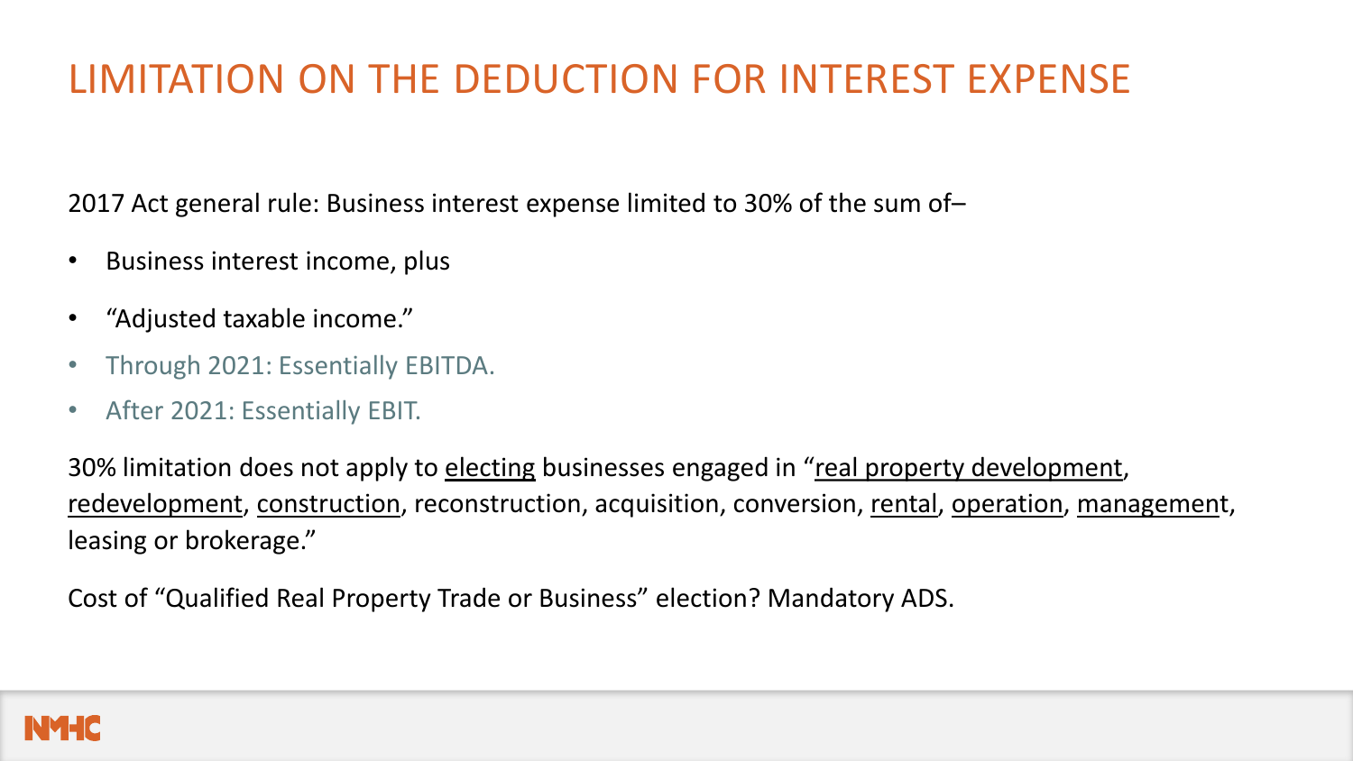# LIMITATION ON THE DEDUCTION FOR INTEREST EXPENSE

2017 Act general rule: Business interest expense limited to 30% of the sum of–

- Business interest income, plus
- "Adjusted taxable income."
- Through 2021: Essentially EBITDA.
- After 2021: Essentially EBIT.

30% limitation does not apply to <u>electing</u> businesses engaged in "<u>real property development</u>, <u>redevelopment</u>, <u>construction</u>, reconstruction, acquisition, conversion, <u>rental</u>, <u>operation</u>, <u>managemen</u>t, leasing or brokerage."

Cost of "Qualified Real Property Trade or Business" election? Mandatory ADS.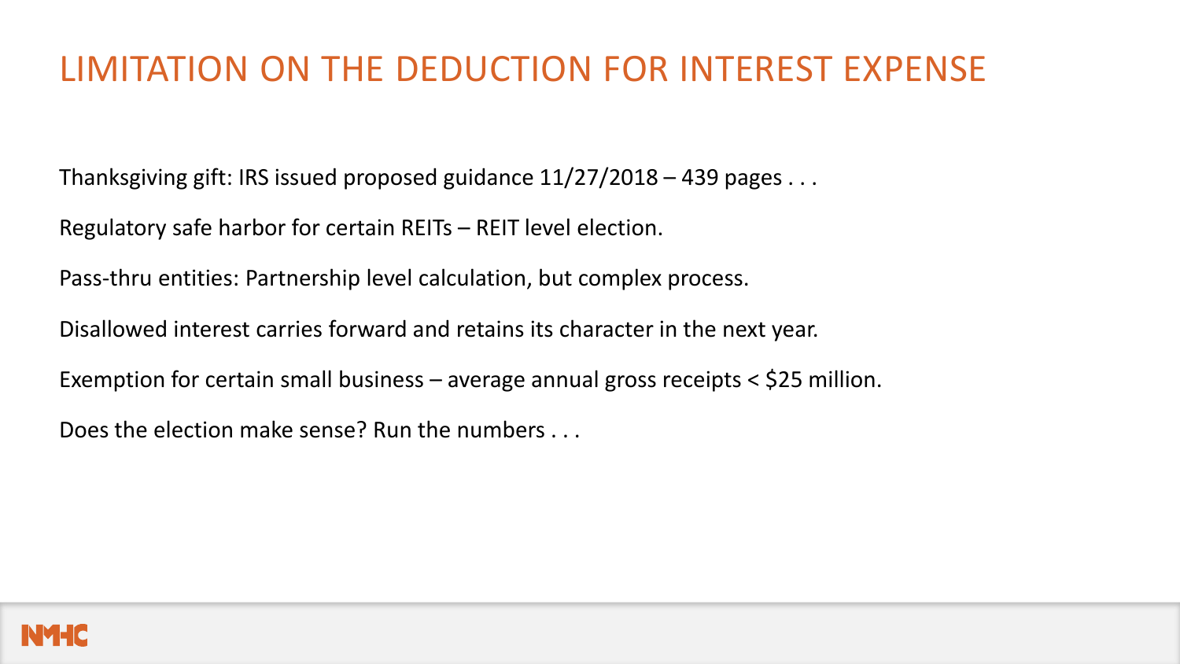# LIMITATION ON THE DEDUCTION FOR INTEREST EXPENSE

Thanksgiving gift: IRS issued proposed guidance 11/27/2018 – 439 pages . . .

Regulatory safe harbor for certain REITs – REIT level election.

Pass-thru entities: Partnership level calculation, but complex process.

Disallowed interest carries forward and retains its character in the next year.

Exemption for certain small business – average annual gross receipts < $25 million.

Does the election make sense? Run the numbers . . .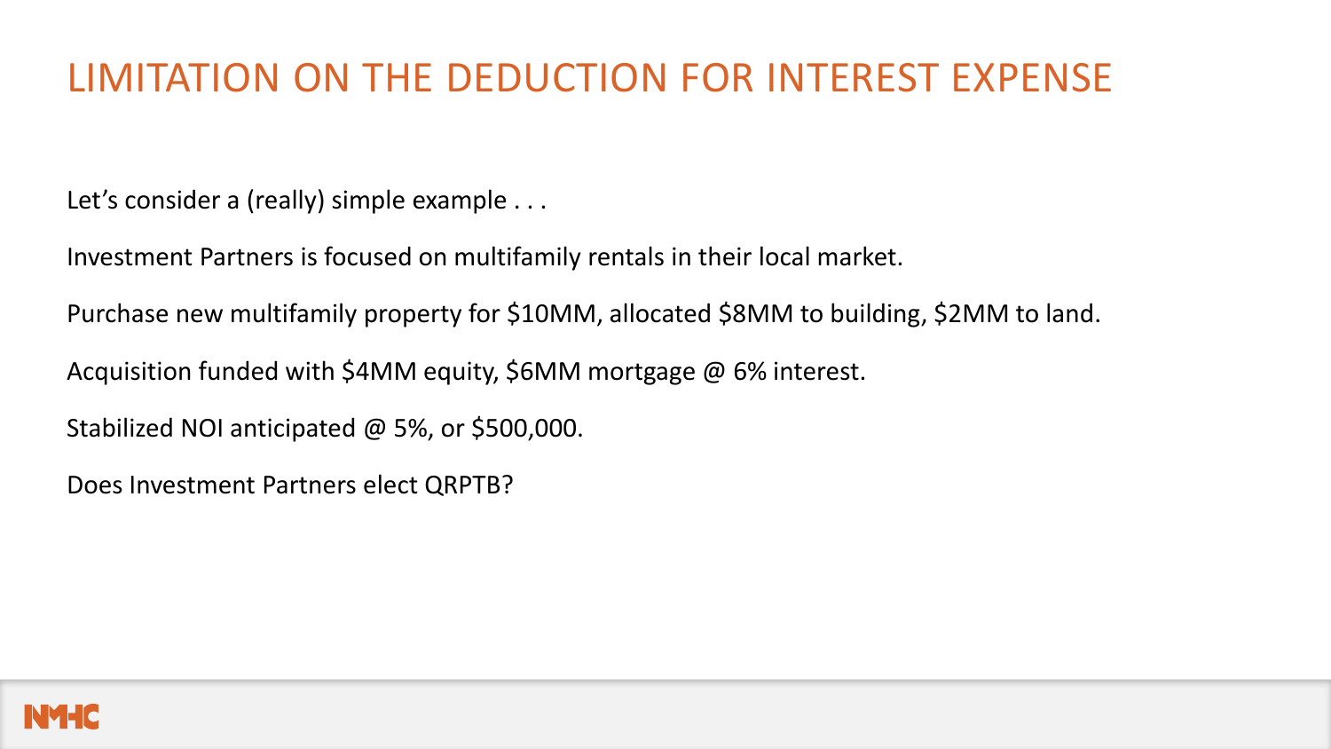# LIMITATION ON THE DEDUCTION FOR INTEREST EXPENSE

Let's consider a (really) simple example . . .

Investment Partners is focused on multifamily rentals in their local market.

Purchase new multifamily property for $10MM, allocated $8MM to building, $2MM to land.

Acquisition funded with $4MM equity, $6MM mortgage @ 6% interest.

Stabilized NOI anticipated @ 5%, or $500,000.

Does Investment Partners elect QRPTB?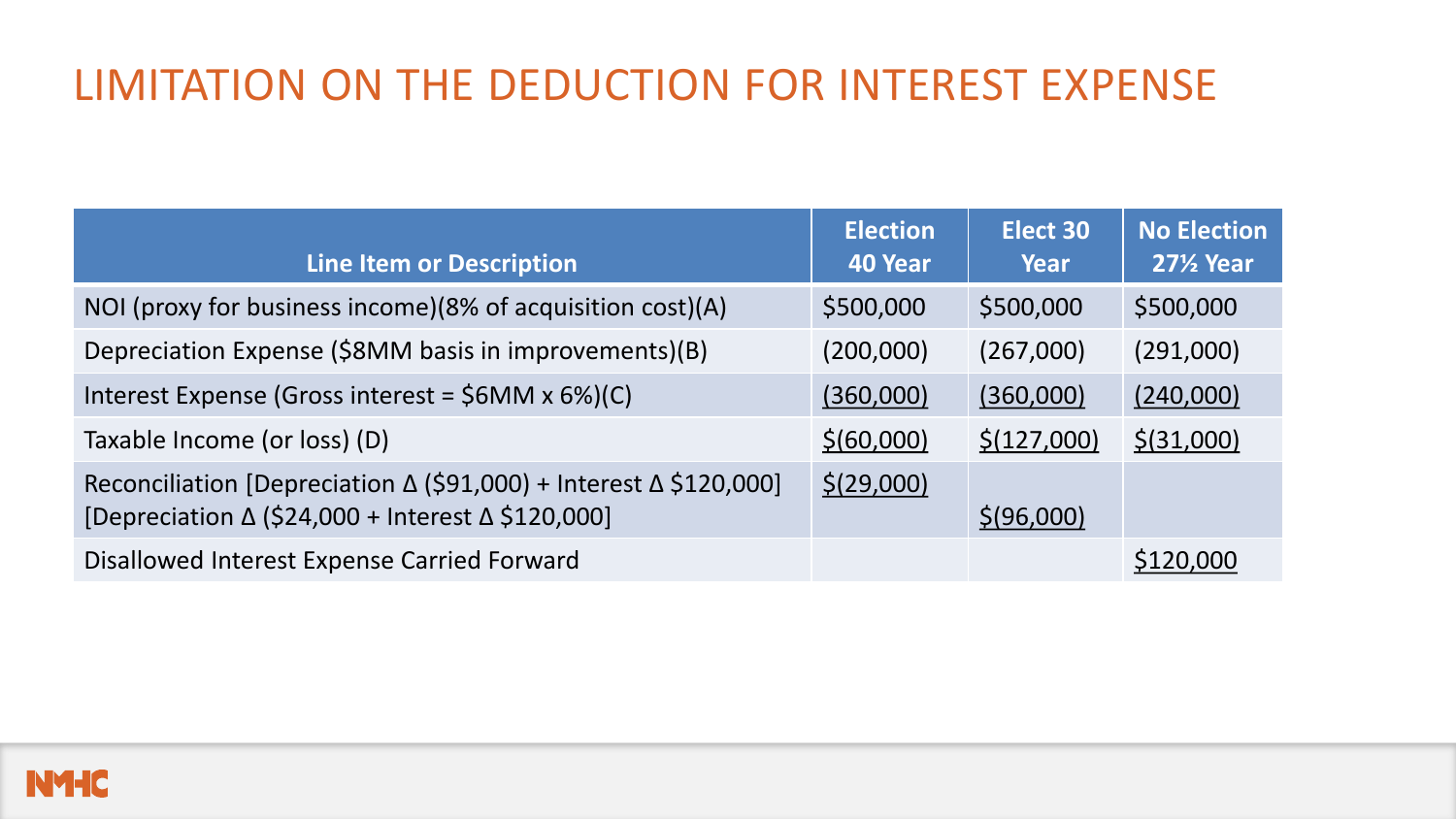# LIMITATION ON THE DEDUCTION FOR INTEREST EXPENSE

| Line Item or Description | Election 40 Year | Elect 30 Year | No Election 27½ Year |
|---|---|---|---|
| NOI (proxy for business income)(8% of acquisition cost)(A) | $500,000 | $500,000 | $500,000 |
| Depreciation Expense ($8MM basis in improvements)(B) | (200,000) | (267,000) | (291,000) |
| Interest Expense (Gross interest = $6MM x 6%)(C) | (360,000) | (360,000) | (240,000) |
| Taxable Income (or loss) (D) | $(60,000) | $(127,000) | $(31,000) |
| Reconciliation [Depreciation Δ ($91,000) + Interest Δ $120,000] [Depreciation Δ ($24,000 + Interest Δ $120,000] | $(29,000) | $(96,000) | |
| Disallowed Interest Expense Carried Forward | | | $120,000 |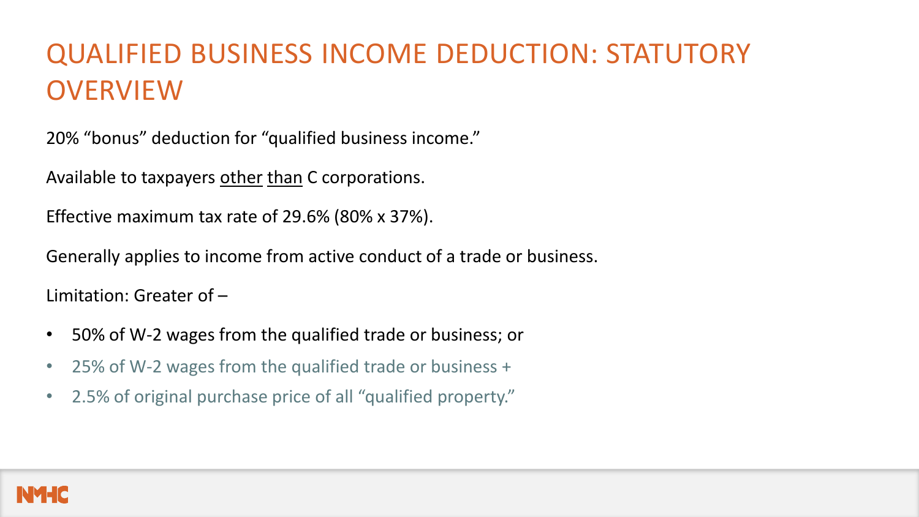# QUALIFIED BUSINESS INCOME DEDUCTION: STATUTORY OVERVIEW

20% “bonus” deduction for “qualified business income.”

Available to taxpayers <u>other than</u> C corporations.

Effective maximum tax rate of 29.6% (80% x 37%).

Generally applies to income from active conduct of a trade or business.

Limitation: Greater of –

- 50% of W-2 wages from the qualified trade or business; or
- 25% of W-2 wages from the qualified trade or business +
- 2.5% of original purchase price of all “qualified property.”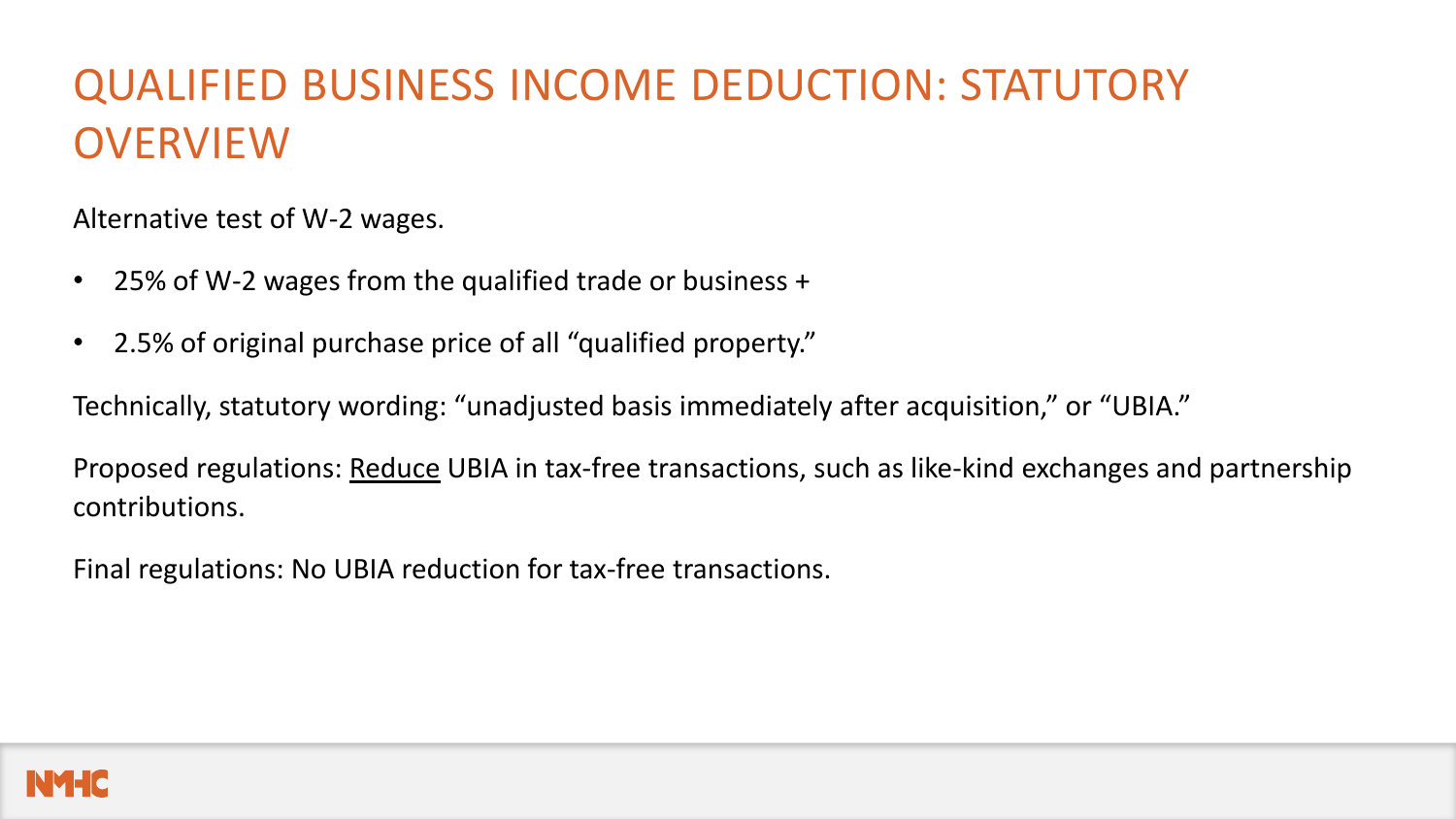# QUALIFIED BUSINESS INCOME DEDUCTION: STATUTORY OVERVIEW

Alternative test of W-2 wages.

- 25% of W-2 wages from the qualified trade or business +
- 2.5% of original purchase price of all "qualified property."

Technically, statutory wording: "unadjusted basis immediately after acquisition," or "UBIA."

Proposed regulations: <u>Reduce</u> UBIA in tax-free transactions, such as like-kind exchanges and partnership contributions.

Final regulations: No UBIA reduction for tax-free transactions.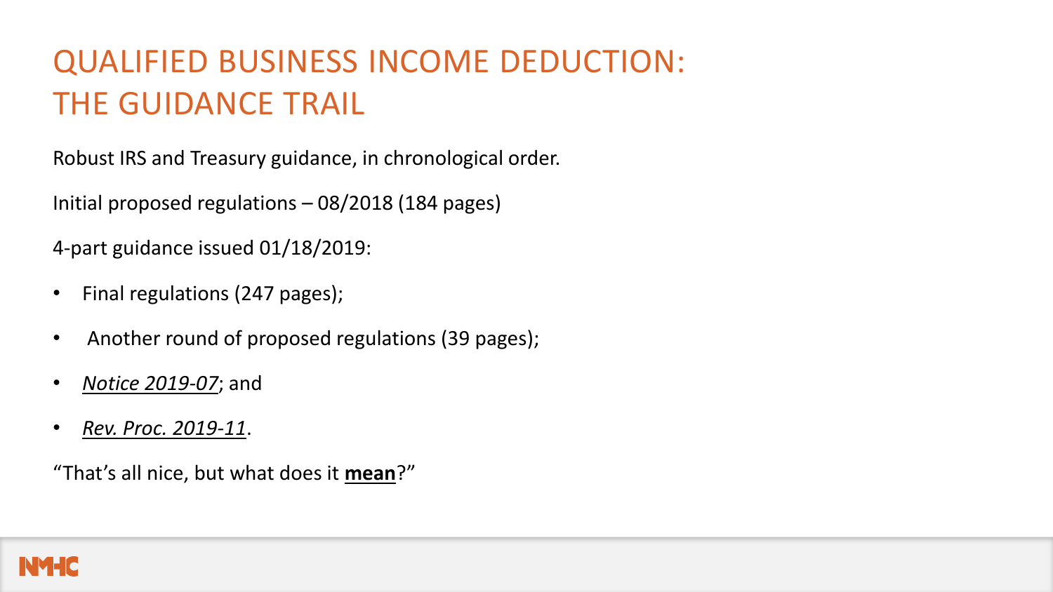# QUALIFIED BUSINESS INCOME DEDUCTION: THE GUIDANCE TRAIL

Robust IRS and Treasury guidance, in chronological order.

Initial proposed regulations – 08/2018 (184 pages)

4-part guidance issued 01/18/2019:

- Final regulations (247 pages);
- Another round of proposed regulations (39 pages);
- *Notice 2019-07*; and
- *Rev. Proc. 2019-11*.

"That's all nice, but what does it **mean**?"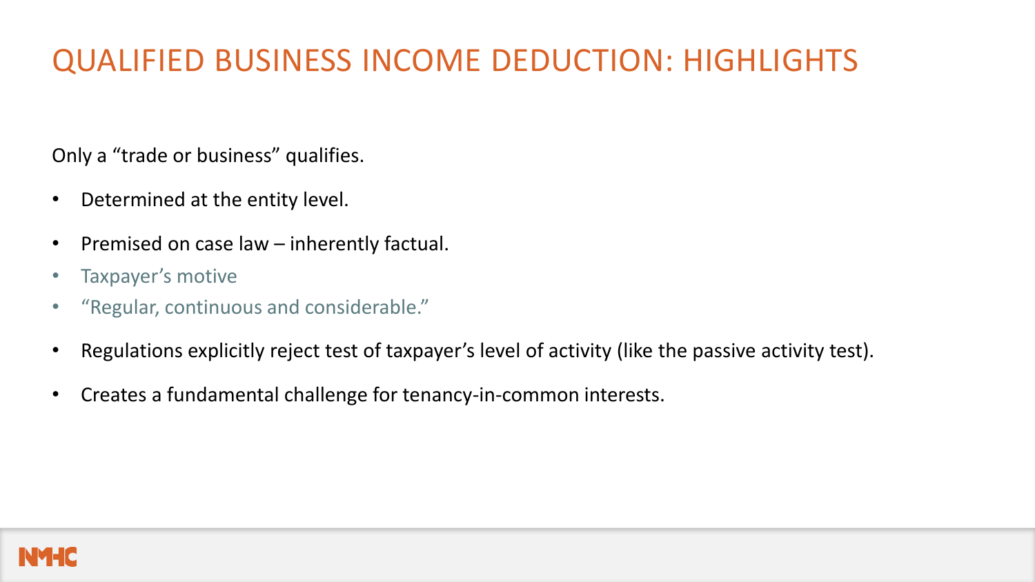# QUALIFIED BUSINESS INCOME DEDUCTION: HIGHLIGHTS

Only a "trade or business" qualifies.

- Determined at the entity level.
- Premised on case law – inherently factual.
  - Taxpayer's motive
  - "Regular, continuous and considerable."
- Regulations explicitly reject test of taxpayer's level of activity (like the passive activity test).
- Creates a fundamental challenge for tenancy-in-common interests.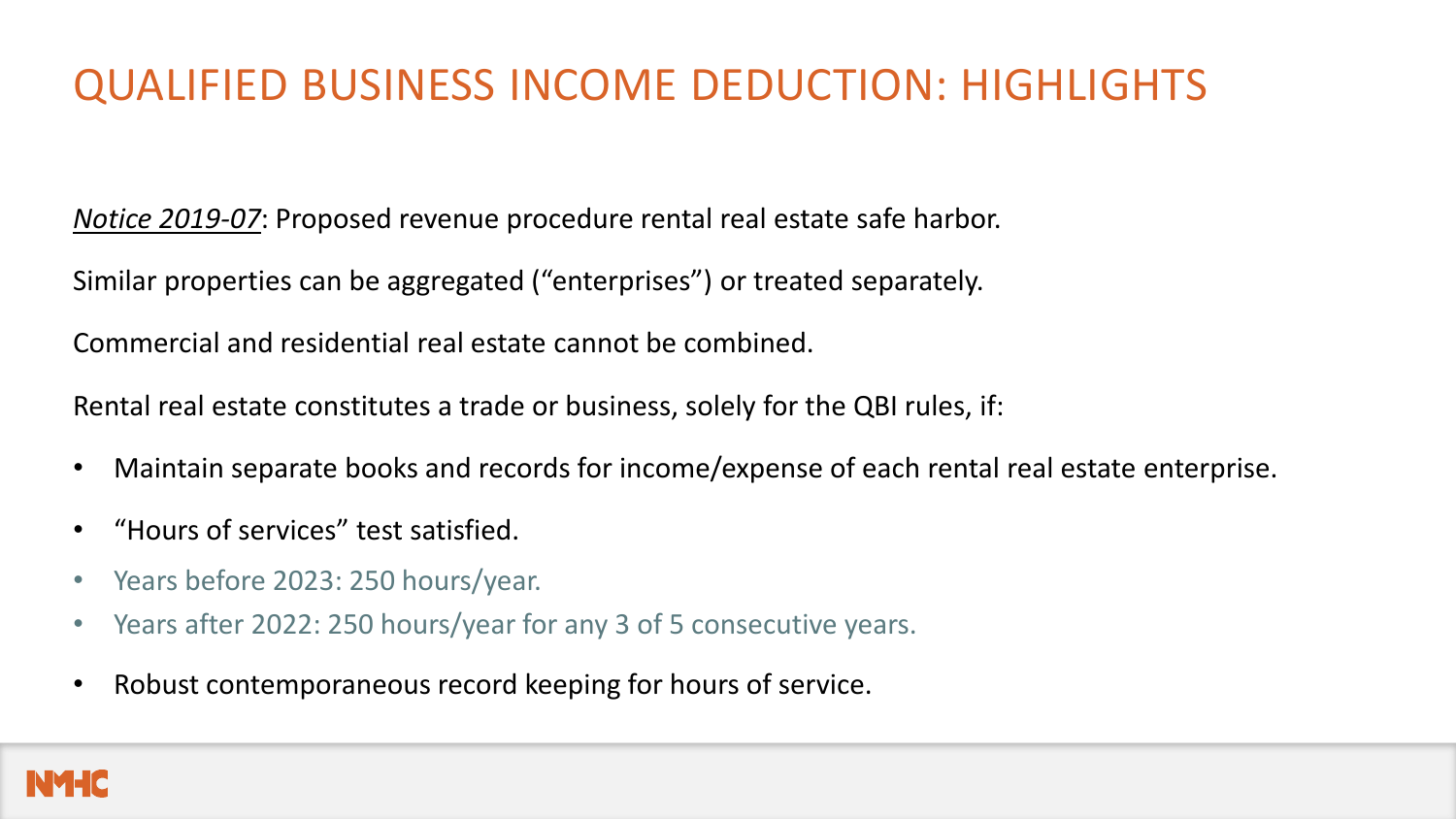# QUALIFIED BUSINESS INCOME DEDUCTION: HIGHLIGHTS

*Notice 2019-07*: Proposed revenue procedure rental real estate safe harbor.

Similar properties can be aggregated ("enterprises") or treated separately.

Commercial and residential real estate cannot be combined.

Rental real estate constitutes a trade or business, solely for the QBI rules, if:

- Maintain separate books and records for income/expense of each rental real estate enterprise.
- "Hours of services" test satisfied.
- Years before 2023: 250 hours/year.
- Years after 2022: 250 hours/year for any 3 of 5 consecutive years.
- Robust contemporaneous record keeping for hours of service.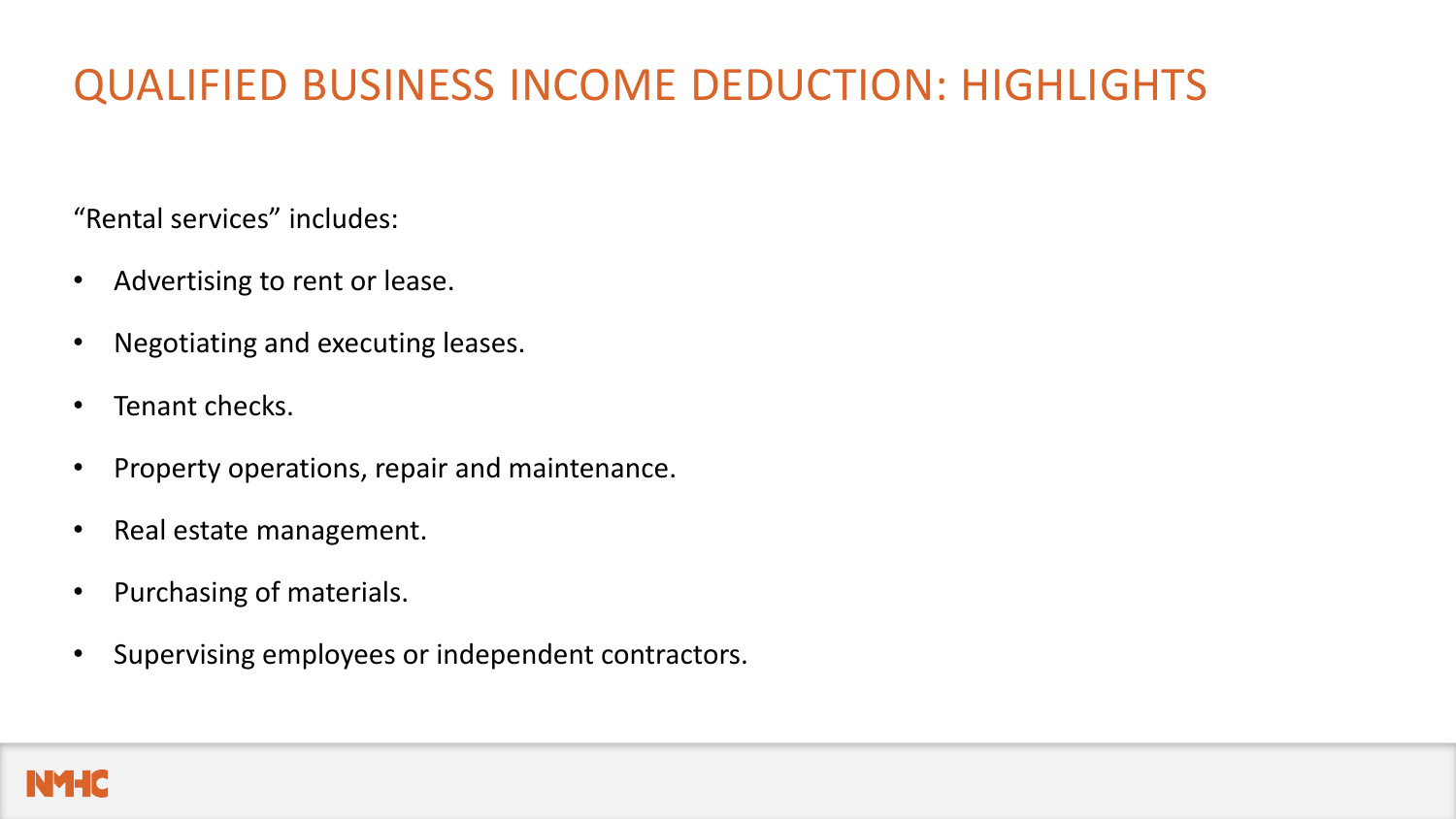# QUALIFIED BUSINESS INCOME DEDUCTION: HIGHLIGHTS

"Rental services" includes:

- Advertising to rent or lease.
- Negotiating and executing leases.
- Tenant checks.
- Property operations, repair and maintenance.
- Real estate management.
- Purchasing of materials.
- Supervising employees or independent contractors.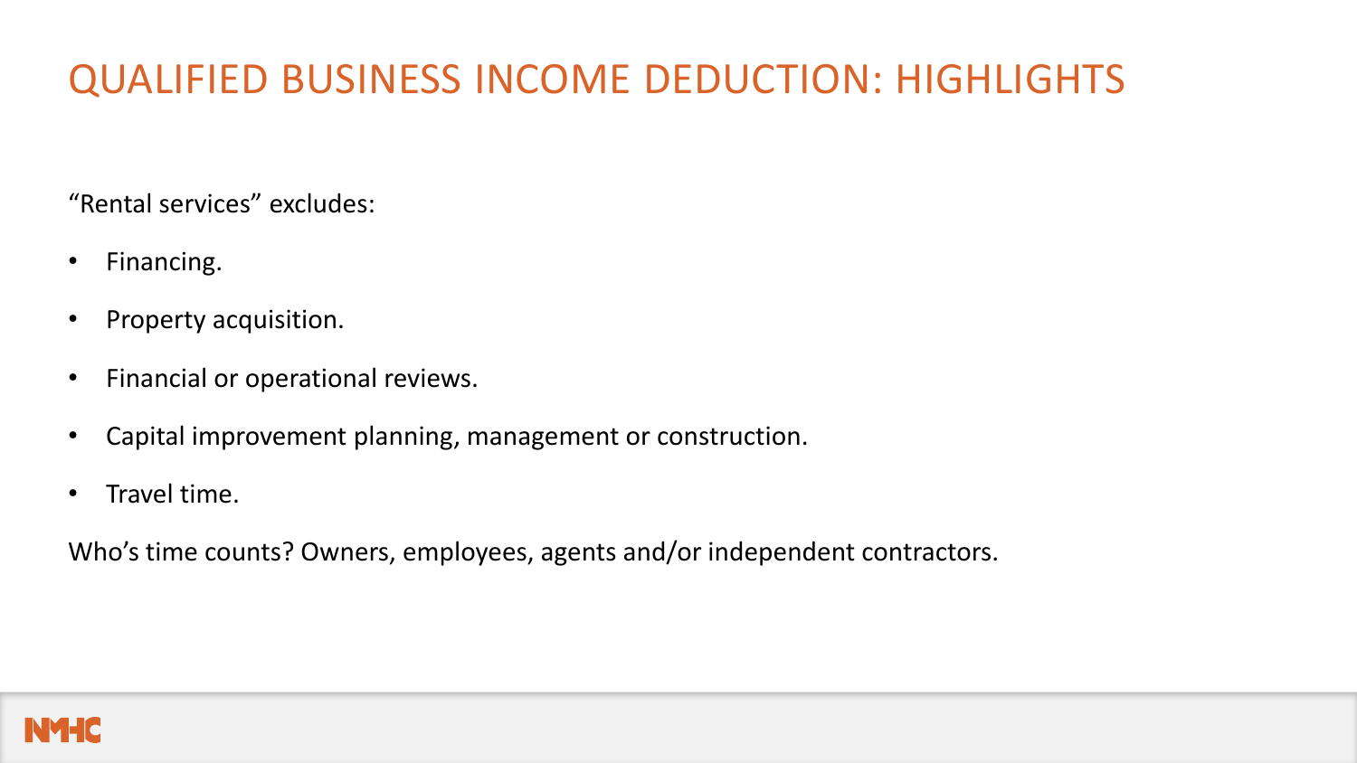# QUALIFIED BUSINESS INCOME DEDUCTION: HIGHLIGHTS

“Rental services” excludes:

- Financing.
- Property acquisition.
- Financial or operational reviews.
- Capital improvement planning, management or construction.
- Travel time.

Who’s time counts? Owners, employees, agents and/or independent contractors.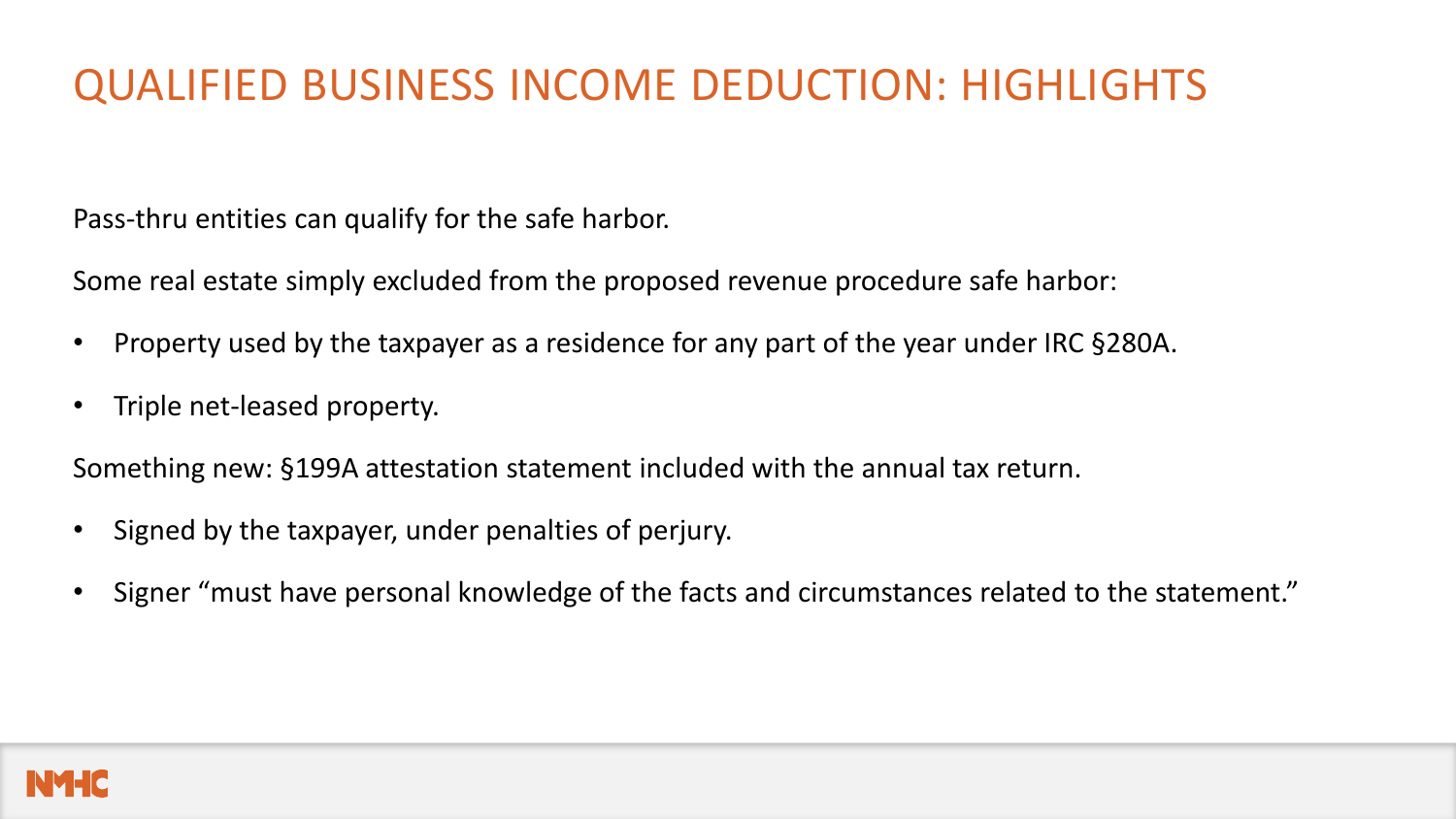# QUALIFIED BUSINESS INCOME DEDUCTION: HIGHLIGHTS

Pass-thru entities can qualify for the safe harbor.

Some real estate simply excluded from the proposed revenue procedure safe harbor:

- Property used by the taxpayer as a residence for any part of the year under IRC §280A.
- Triple net-leased property.

Something new: §199A attestation statement included with the annual tax return.

- Signed by the taxpayer, under penalties of perjury.
- Signer "must have personal knowledge of the facts and circumstances related to the statement."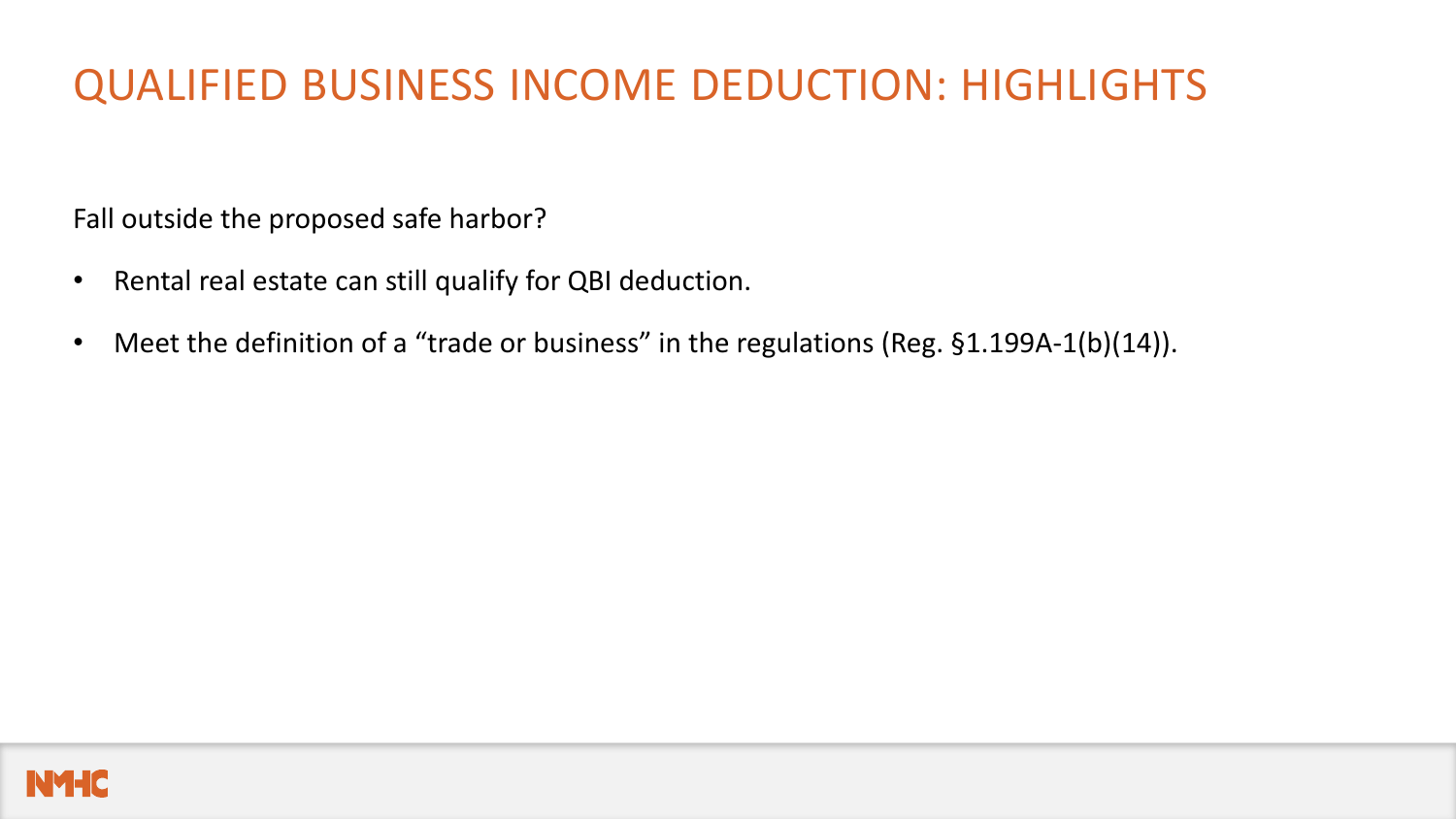# QUALIFIED BUSINESS INCOME DEDUCTION: HIGHLIGHTS

Fall outside the proposed safe harbor?

- Rental real estate can still qualify for QBI deduction.
- Meet the definition of a "trade or business" in the regulations (Reg. §1.199A-1(b)(14)).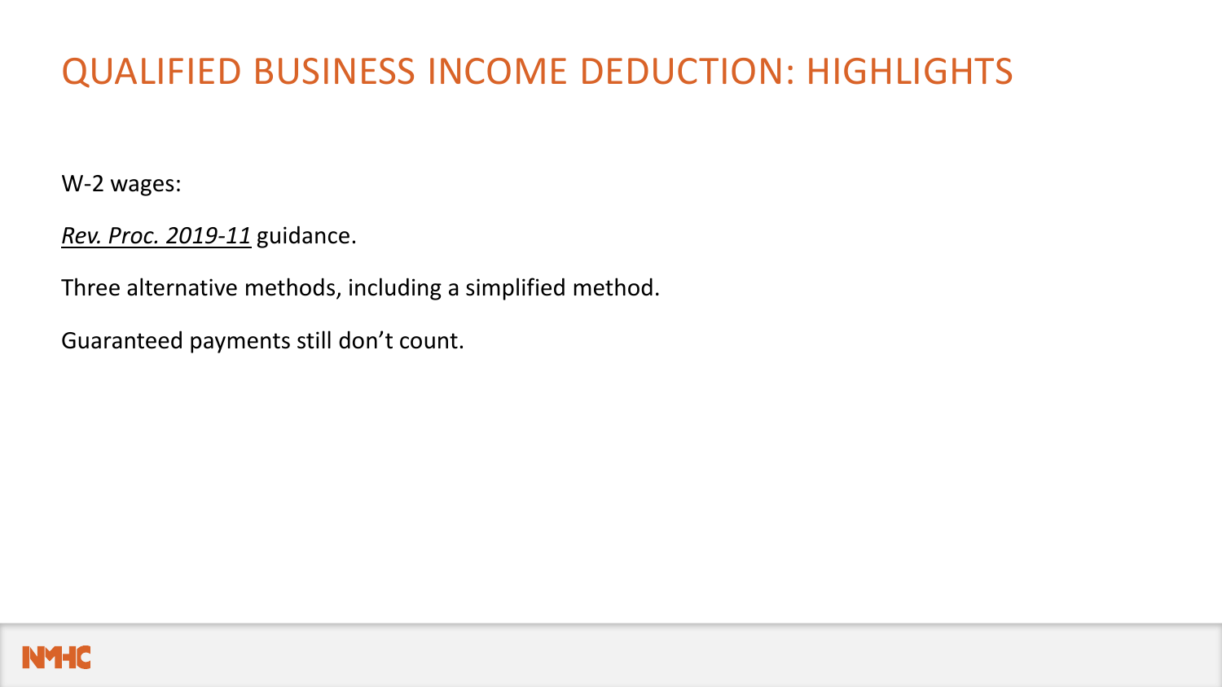# QUALIFIED BUSINESS INCOME DEDUCTION: HIGHLIGHTS

W-2 wages:

*Rev. Proc. 2019-11* guidance.

Three alternative methods, including a simplified method.

Guaranteed payments still don't count.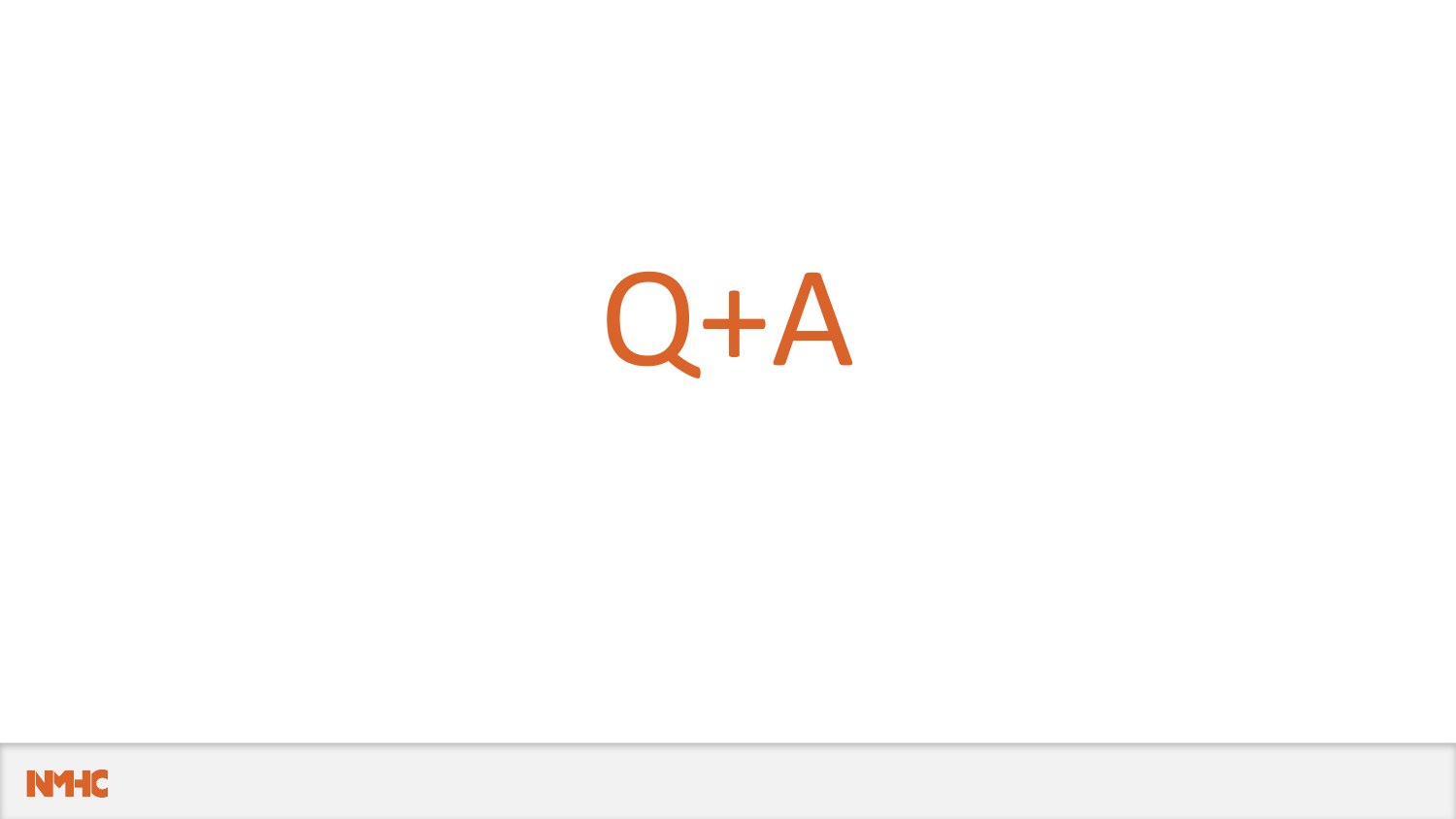# Q+A